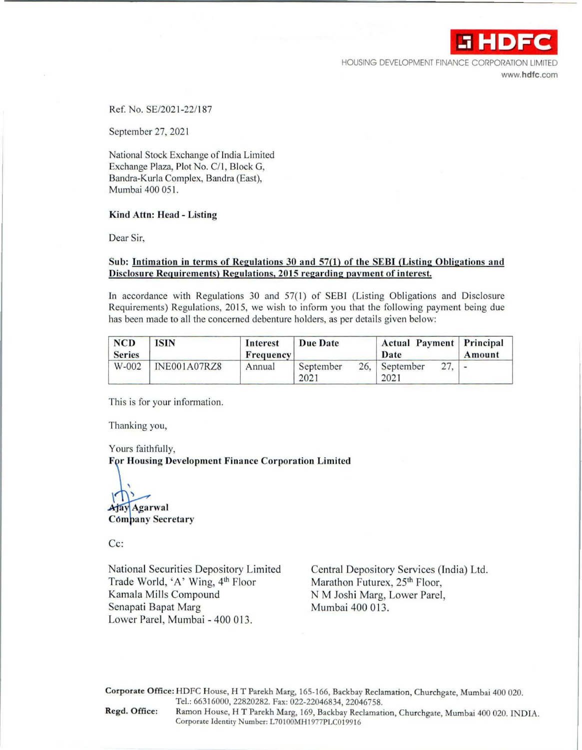HOUSING DEVELOPMENT FINANCE CORPORATION LIMITED
www.hdfc.com

Ref. No. SE/2021-22/187

September 27, 2021

National Stock Exchange of India Limited
Exchange Plaza, Plot No. C/1, Block G,
Bandra-Kurla Complex, Bandra (East),
Mumbai 400 051.

**Kind Attn: Head - Listing**

Dear Sir,

**Sub: Intimation in terms of Regulations 30 and 57(1) of the SEBI (Listing Obligations and Disclosure Requirements) Regulations, 2015 regarding payment of interest.**

In accordance with Regulations 30 and 57(1) of SEBI (Listing Obligations and Disclosure Requirements) Regulations, 2015, we wish to inform you that the following payment being due has been made to all the concerned debenture holders, as per details given below:

| NCD Series | ISIN | Interest Frequency | Due Date | Actual Payment Date | Principal Amount |
|---|---|---|---|---|---|
| W-002 | INE001A07RZ8 | Annual | September 26, 2021 | September 27, 2021 | - |

This is for your information.

Thanking you,

Yours faithfully,
**For Housing Development Finance Corporation Limited**

**Ajay Agarwal**
**Company Secretary**

Cc:

National Securities Depository Limited
Trade World, 'A' Wing, 4th Floor
Kamala Mills Compound
Senapati Bapat Marg
Lower Parel, Mumbai - 400 013.

Central Depository Services (India) Ltd.
Marathon Futurex, 25th Floor,
N M Joshi Marg, Lower Parel,
Mumbai 400 013.

**Corporate Office:** HDFC House, H T Parekh Marg, 165-166, Backbay Reclamation, Churchgate, Mumbai 400 020. Tel.: 66316000, 22820282. Fax: 022-22046834, 22046758.
**Regd. Office:** Ramon House, H T Parekh Marg, 169, Backbay Reclamation, Churchgate, Mumbai 400 020. INDIA. Corporate Identity Number: L70100MH1977PLC019916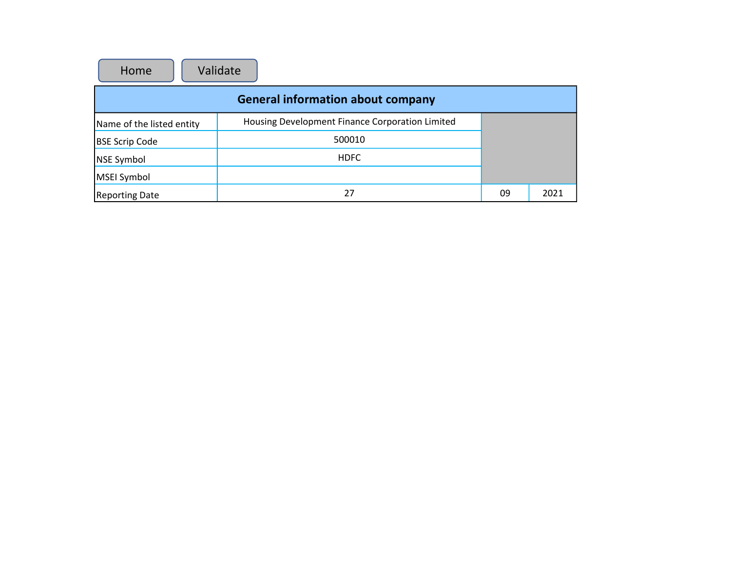Home | Validate

| General information about company | | | |
|---|---|---|---|
| Name of the listed entity | Housing Development Finance Corporation Limited | | |
| BSE Scrip Code | 500010 | | |
| NSE Symbol | HDFC | | |
| MSEI Symbol | | | |
| Reporting Date | 27 | 09 | 2021 |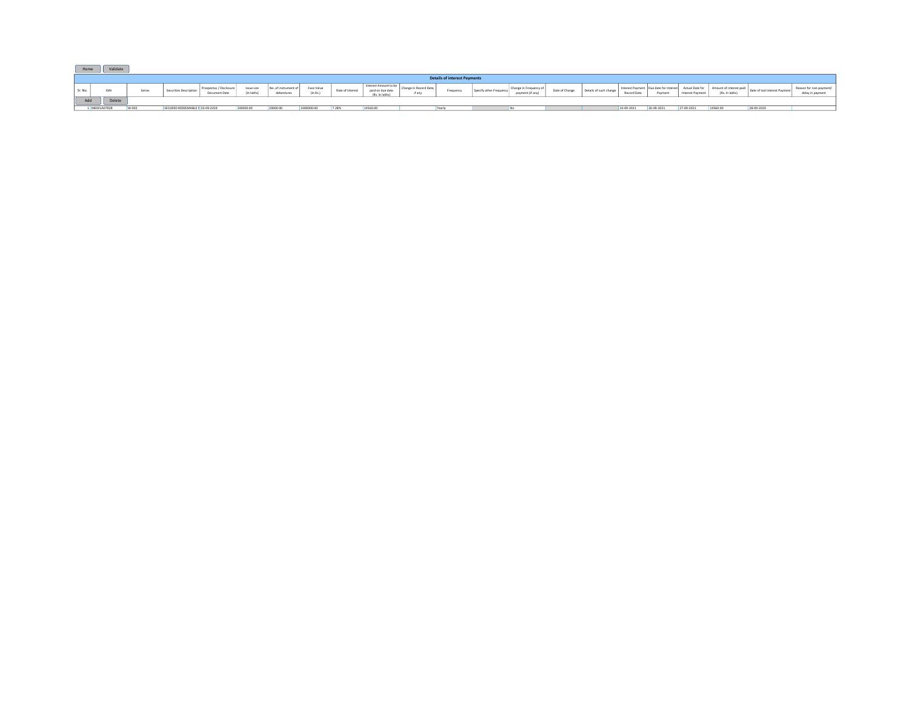Home Validate

| Details of interest Payments | | | | | | | | | | | | | | | | | | | | | |
|---|---|---|---|---|---|---|---|---|---|---|---|---|---|---|---|---|---|---|---|---|---|
| Sr. No. | ISIN | Series | Securities Description | Prospectus / Disclosure Document Date | Issue size (In lakhs) | No. of instrument of debentures | Face Value (In Rs.) | Rate of Interest | Interest Amount to be paid on due date (Rs. In lakhs) | Change in Record Date, if any | Frequency | Specify other Frequency | Change in Frequency of payment (if any) | Date of Change | Details of such change | Interest Payment Record Date | Due date for Interest Payment | Actual Date for Interest Payment | Amount of interest paid (Rs. In lakhs) | Date of last Interest Payment | Reason for non-payment/ delay in payment |
| Add Delete | | | | | | | | | | | | | | | | | | | | | |
| 1 | INE001A07RZ8 | W-002 | SECURED REDEEMABLE N | 03-09-2019 | 200000.00 | 20000.00 | 1000000.00 | 7.28% | 14560.00 | | Yearly | | No | | | 10-09-2021 | 26-09-2021 | 27-09-2021 | 14560.00 | 28-09-2020 | |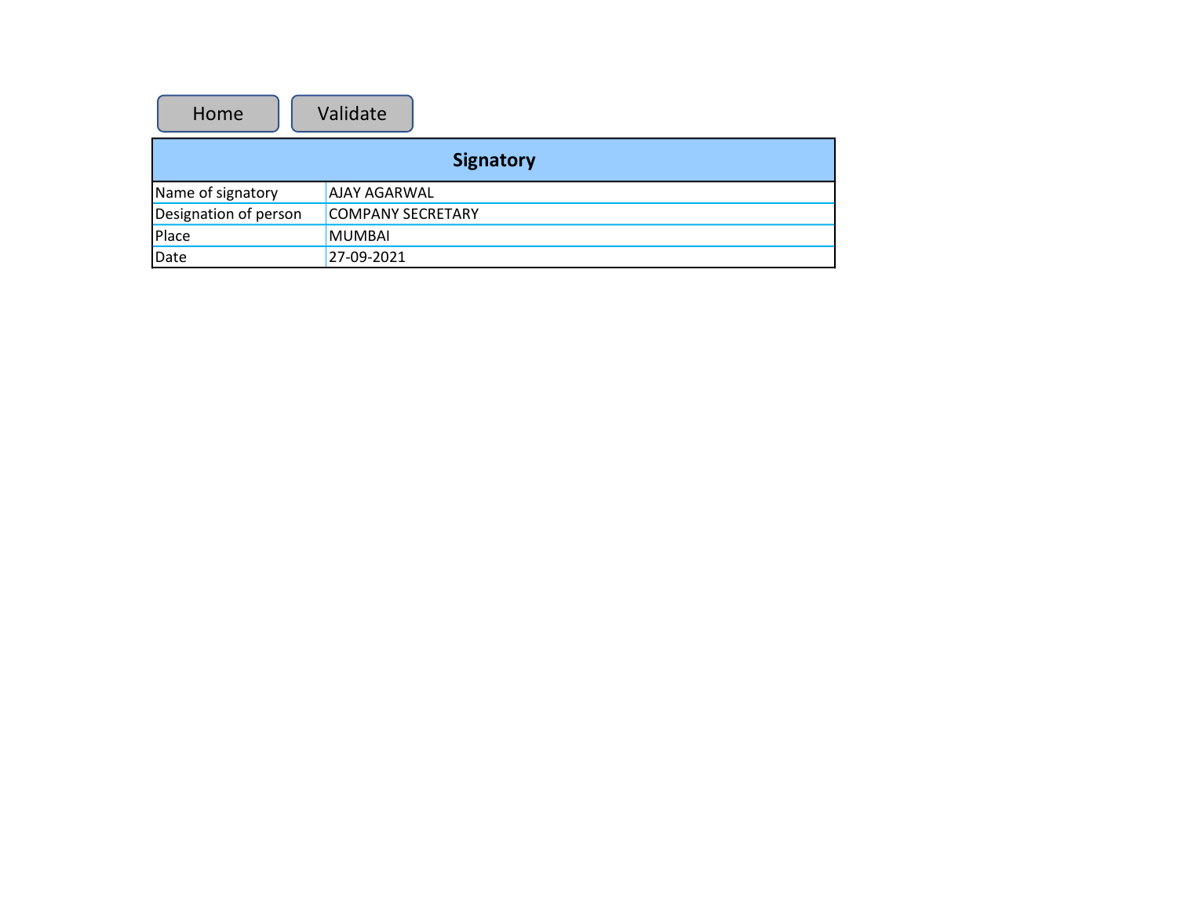Home Validate

| Signatory | |
| --- | --- |
| Name of signatory | AJAY AGARWAL |
| Designation of person | COMPANY SECRETARY |
| Place | MUMBAI |
| Date | 27-09-2021 |